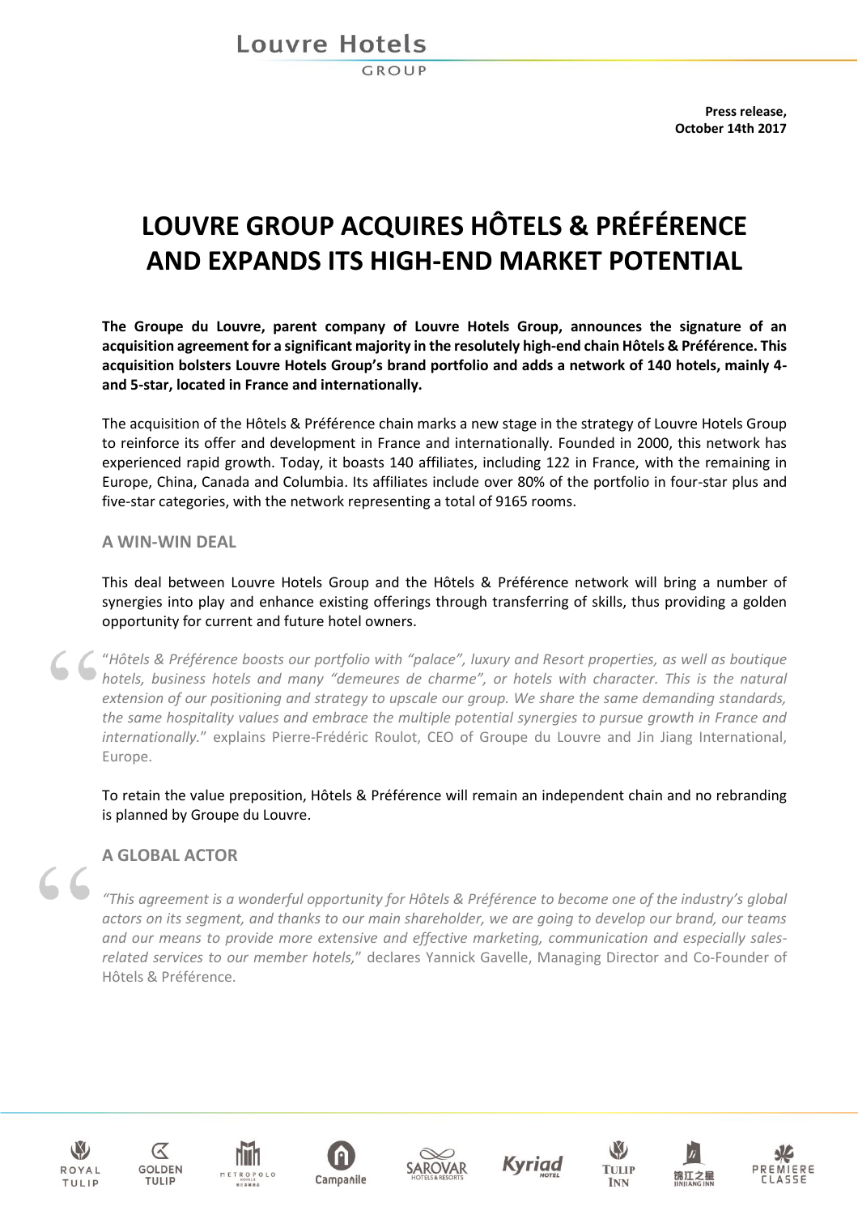**Press release,**
**October 14th 2017**

# LOUVRE GROUP ACQUIRES HÔTELS & PRÉFÉRENCE AND EXPANDS ITS HIGH-END MARKET POTENTIAL

**The Groupe du Louvre, parent company of Louvre Hotels Group, announces the signature of an acquisition agreement for a significant majority in the resolutely high-end chain Hôtels & Préférence. This acquisition bolsters Louvre Hotels Group's brand portfolio and adds a network of 140 hotels, mainly 4- and 5-star, located in France and internationally.**

The acquisition of the Hôtels & Préférence chain marks a new stage in the strategy of Louvre Hotels Group to reinforce its offer and development in France and internationally. Founded in 2000, this network has experienced rapid growth. Today, it boasts 140 affiliates, including 122 in France, with the remaining in Europe, China, Canada and Columbia. Its affiliates include over 80% of the portfolio in four-star plus and five-star categories, with the network representing a total of 9165 rooms.

## A WIN-WIN DEAL

This deal between Louvre Hotels Group and the Hôtels & Préférence network will bring a number of synergies into play and enhance existing offerings through transferring of skills, thus providing a golden opportunity for current and future hotel owners.

"*Hôtels & Préférence boosts our portfolio with "palace", luxury and Resort properties, as well as boutique hotels, business hotels and many "demeures de charme", or hotels with character. This is the natural extension of our positioning and strategy to upscale our group. We share the same demanding standards, the same hospitality values and embrace the multiple potential synergies to pursue growth in France and internationally.*" explains Pierre-Frédéric Roulot, CEO of Groupe du Louvre and Jin Jiang International, Europe.

To retain the value preposition, Hôtels & Préférence will remain an independent chain and no rebranding is planned by Groupe du Louvre.

## A GLOBAL ACTOR

*"This agreement is a wonderful opportunity for Hôtels & Préférence to become one of the industry's global actors on its segment, and thanks to our main shareholder, we are going to develop our brand, our teams and our means to provide more extensive and effective marketing, communication and especially sales-related services to our member hotels,*" declares Yannick Gavelle, Managing Director and Co-Founder of Hôtels & Préférence.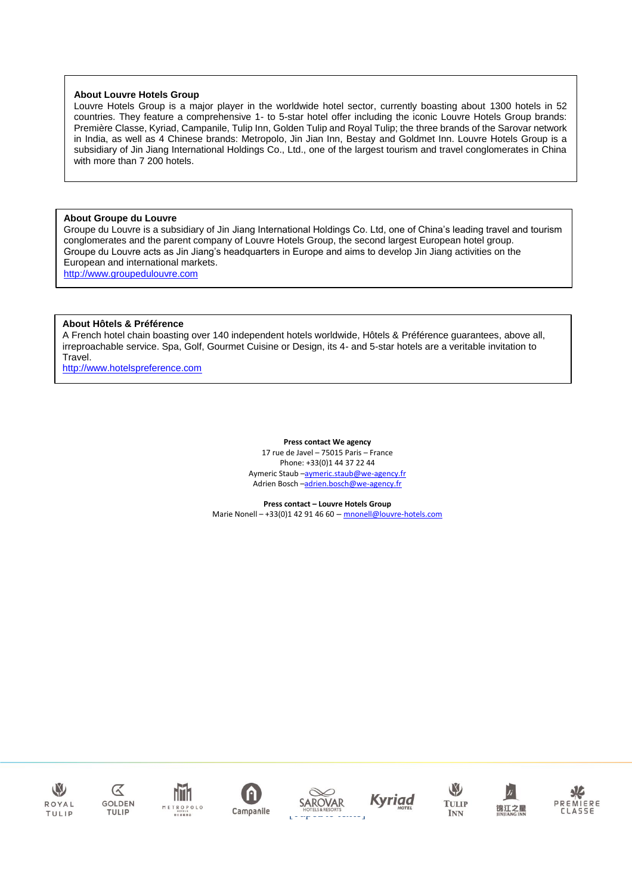**About Louvre Hotels Group**

Louvre Hotels Group is a major player in the worldwide hotel sector, currently boasting about 1300 hotels in 52 countries. They feature a comprehensive 1- to 5-star hotel offer including the iconic Louvre Hotels Group brands: Première Classe, Kyriad, Campanile, Tulip Inn, Golden Tulip and Royal Tulip; the three brands of the Sarovar network in India, as well as 4 Chinese brands: Metropolo, Jin Jian Inn, Bestay and Goldmet Inn. Louvre Hotels Group is a subsidiary of Jin Jiang International Holdings Co., Ltd., one of the largest tourism and travel conglomerates in China with more than 7 200 hotels.

**About Groupe du Louvre**

Groupe du Louvre is a subsidiary of Jin Jiang International Holdings Co. Ltd, one of China's leading travel and tourism conglomerates and the parent company of Louvre Hotels Group, the second largest European hotel group.
Groupe du Louvre acts as Jin Jiang's headquarters in Europe and aims to develop Jin Jiang activities on the European and international markets.
http://www.groupedulouvre.com

**About Hôtels & Préférence**

A French hotel chain boasting over 140 independent hotels worldwide, Hôtels & Préférence guarantees, above all, irreproachable service. Spa, Golf, Gourmet Cuisine or Design, its 4- and 5-star hotels are a veritable invitation to Travel.
http://www.hotelspreference.com

**Press contact We agency**
17 rue de Javel – 75015 Paris – France
Phone: +33(0)1 44 37 22 44
Aymeric Staub –aymeric.staub@we-agency.fr
Adrien Bosch –adrien.bosch@we-agency.fr

**Press contact – Louvre Hotels Group**
Marie Nonell – +33(0)1 42 91 46 60 – mnonell@louvre-hotels.com

ROYAL TULIP GOLDEN TULIP METROPOLO Campanile SAROVAR HOTELS & RESORTS Kyriad HOTEL TULIP INN 锦江之星 JINJIANG INN PREMIERE CLASSE